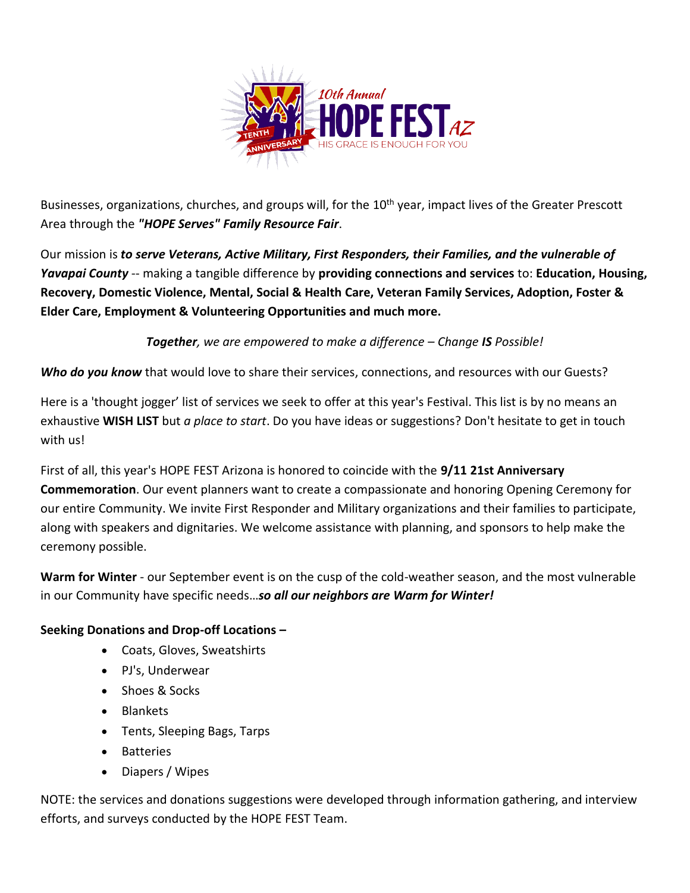# 10th Annual HOPE FEST AZ

TENTH ANNIVERSARY

HIS GRACE IS ENOUGH FOR YOU

Businesses, organizations, churches, and groups will, for the 10th year, impact lives of the Greater Prescott Area through the ***"HOPE Serves" Family Resource Fair***.

Our mission is ***to serve Veterans, Active Military, First Responders, their Families, and the vulnerable of Yavapai County*** -- making a tangible difference by **providing connections and services** to: **Education, Housing, Recovery, Domestic Violence, Mental, Social & Health Care, Veteran Family Services, Adoption, Foster & Elder Care, Employment & Volunteering Opportunities and much more.**

*__Together__, we are empowered to make a difference – Change __IS__ Possible!*

***Who do you know*** that would love to share their services, connections, and resources with our Guests?

Here is a 'thought jogger' list of services we seek to offer at this year's Festival. This list is by no means an exhaustive **WISH LIST** but *a place to start*. Do you have ideas or suggestions? Don't hesitate to get in touch with us!

First of all, this year's HOPE FEST Arizona is honored to coincide with the **9/11 21st Anniversary Commemoration**. Our event planners want to create a compassionate and honoring Opening Ceremony for our entire Community. We invite First Responder and Military organizations and their families to participate, along with speakers and dignitaries. We welcome assistance with planning, and sponsors to help make the ceremony possible.

**Warm for Winter** - our September event is on the cusp of the cold-weather season, and the most vulnerable in our Community have specific needs…***so all our neighbors are Warm for Winter!***

**Seeking Donations and Drop-off Locations –**

- Coats, Gloves, Sweatshirts
- PJ's, Underwear
- Shoes & Socks
- Blankets
- Tents, Sleeping Bags, Tarps
- Batteries
- Diapers / Wipes

NOTE: the services and donations suggestions were developed through information gathering, and interview efforts, and surveys conducted by the HOPE FEST Team.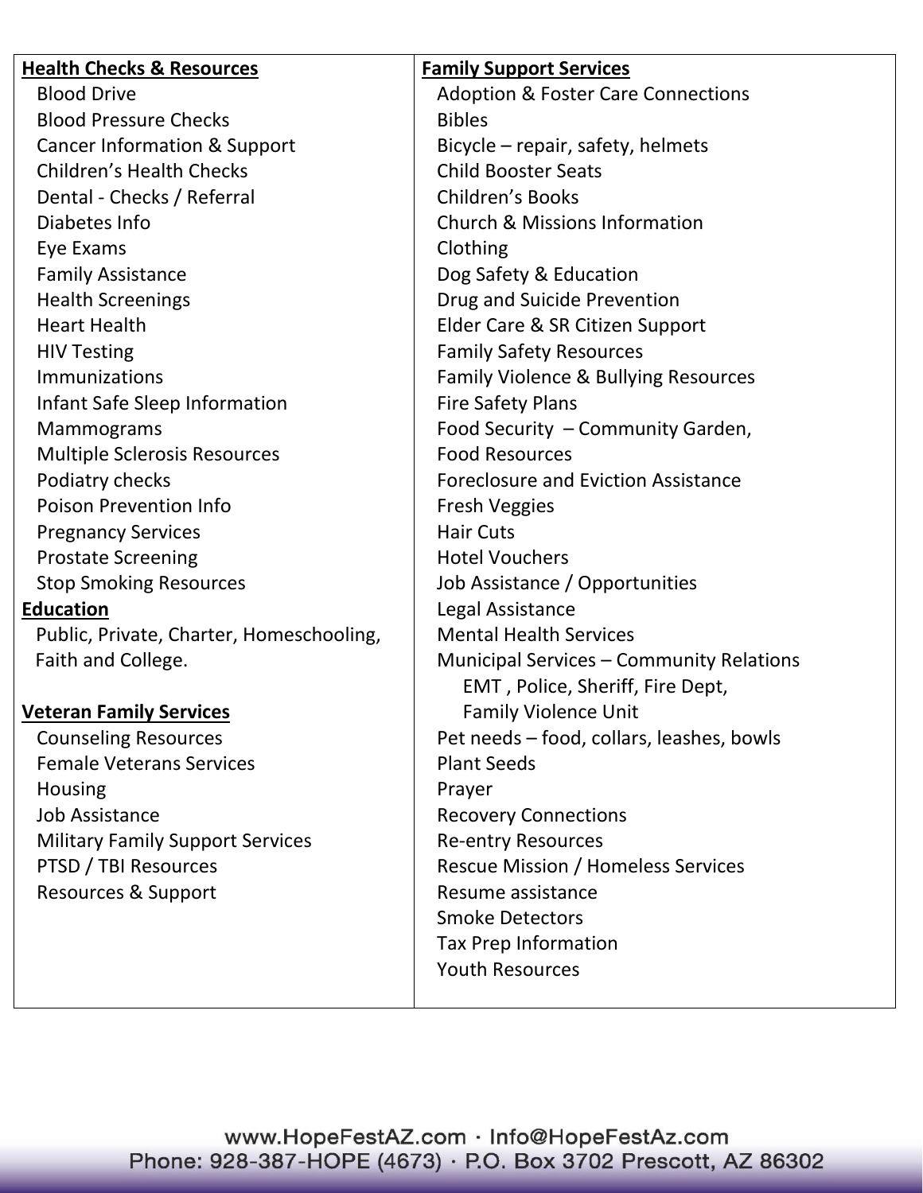**Health Checks & Resources**

- Blood Drive
- Blood Pressure Checks
- Cancer Information & Support
- Children's Health Checks
- Dental - Checks / Referral
- Diabetes Info
- Eye Exams
- Family Assistance
- Health Screenings
- Heart Health
- HIV Testing
- Immunizations
- Infant Safe Sleep Information
- Mammograms
- Multiple Sclerosis Resources
- Podiatry checks
- Poison Prevention Info
- Pregnancy Services
- Prostate Screening
- Stop Smoking Resources

**Education**

Public, Private, Charter, Homeschooling, Faith and College.

**Veteran Family Services**

- Counseling Resources
- Female Veterans Services
- Housing
- Job Assistance
- Military Family Support Services
- PTSD / TBI Resources
- Resources & Support

**Family Support Services**

- Adoption & Foster Care Connections
- Bibles
- Bicycle – repair, safety, helmets
- Child Booster Seats
- Children's Books
- Church & Missions Information
- Clothing
- Dog Safety & Education
- Drug and Suicide Prevention
- Elder Care & SR Citizen Support
- Family Safety Resources
- Family Violence & Bullying Resources
- Fire Safety Plans
- Food Security – Community Garden,
- Food Resources
- Foreclosure and Eviction Assistance
- Fresh Veggies
- Hair Cuts
- Hotel Vouchers
- Job Assistance / Opportunities
- Legal Assistance
- Mental Health Services
- Municipal Services – Community Relations
  - EMT , Police, Sheriff, Fire Dept, Family Violence Unit
- Pet needs – food, collars, leashes, bowls
- Plant Seeds
- Prayer
- Recovery Connections
- Re-entry Resources
- Rescue Mission / Homeless Services
- Resume assistance
- Smoke Detectors
- Tax Prep Information
- Youth Resources

www.HopeFestAZ.com · Info@HopeFestAz.com
Phone: 928-387-HOPE (4673) · P.O. Box 3702 Prescott, AZ 86302